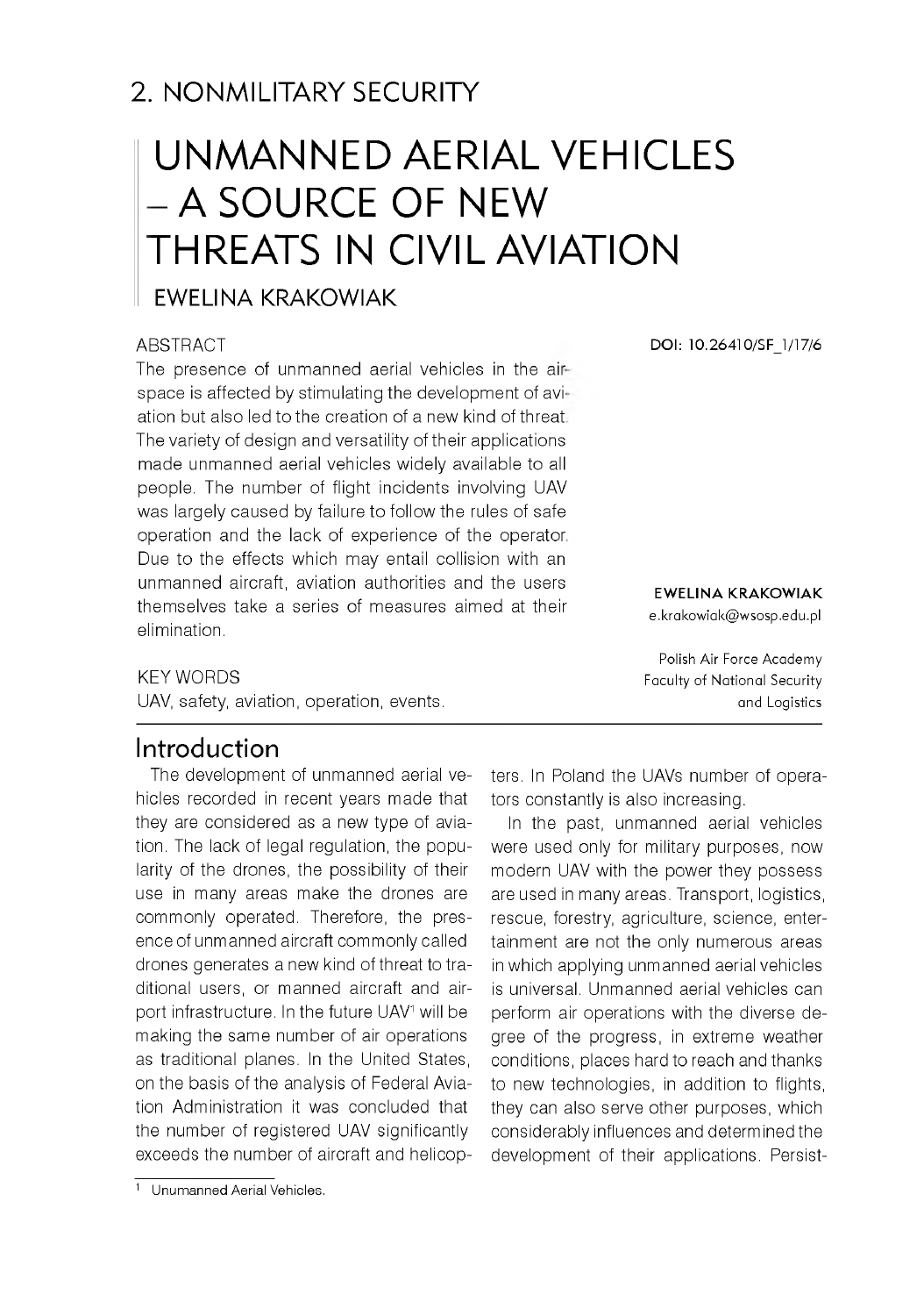## 2. NONMILITARY SECURITY

# UNMANNED AERIAL VEHICLES – A SOURCE OF NEW THREATS IN CIVIL AVIATION

EWELINA KRAKOWIAK

DOI: 10.26410/SF_1/17/6

EWELINA KRAKOWIAK
e.krakowiak@wsosp.edu.pl

Polish Air Force Academy
Faculty of National Security and Logistics

### ABSTRACT

The presence of unmanned aerial vehicles in the airspace is affected by stimulating the development of aviation but also led to the creation of a new kind of threat. The variety of design and versatility of their applications made unmanned aerial vehicles widely available to all people. The number of flight incidents involving UAV was largely caused by failure to follow the rules of safe operation and the lack of experience of the operator. Due to the effects which may entail collision with an unmanned aircraft, aviation authorities and the users themselves take a series of measures aimed at their elimination.

### KEY WORDS

UAV, safety, aviation, operation, events.

## Introduction

The development of unmanned aerial vehicles recorded in recent years made that they are considered as a new type of aviation. The lack of legal regulation, the popularity of the drones, the possibility of their use in many areas make the drones are commonly operated. Therefore, the presence of unmanned aircraft commonly called drones generates a new kind of threat to traditional users, or manned aircraft and airport infrastructure. In the future UAV[1] will be making the same number of air operations as traditional planes. In the United States, on the basis of the analysis of Federal Aviation Administration it was concluded that the number of registered UAV significantly exceeds the number of aircraft and helicopters. In Poland the UAVs number of operators constantly is also increasing.

In the past, unmanned aerial vehicles were used only for military purposes, now modern UAV with the power they possess are used in many areas. Transport, logistics, rescue, forestry, agriculture, science, entertainment are not the only numerous areas in which applying unmanned aerial vehicles is universal. Unmanned aerial vehicles can perform air operations with the diverse degree of the progress, in extreme weather conditions, places hard to reach and thanks to new technologies, in addition to flights, they can also serve other purposes, which considerably influences and determined the development of their applications. Persist-

[1] Unumanned Aerial Vehicles.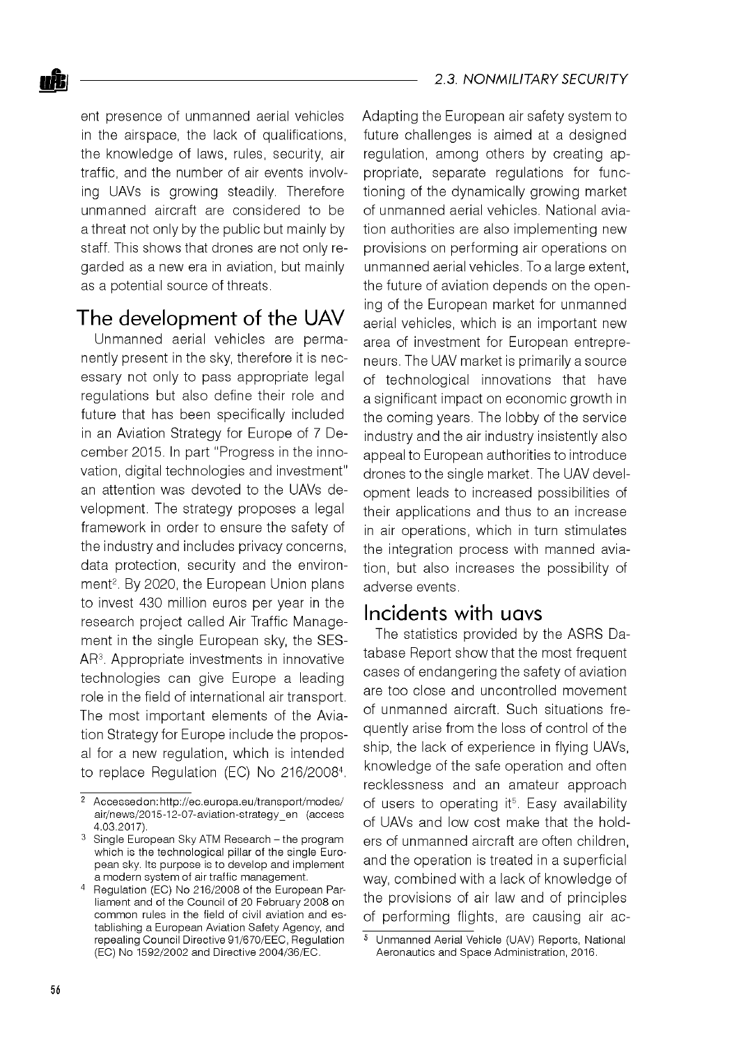ent presence of unmanned aerial vehicles in the airspace, the lack of qualifications, the knowledge of laws, rules, security, air traffic, and the number of air events involving UAVs is growing steadily. Therefore unmanned aircraft are considered to be a threat not only by the public but mainly by staff. This shows that drones are not only regarded as a new era in aviation, but mainly as a potential source of threats.

## The development of the UAV

Unmanned aerial vehicles are permanently present in the sky, therefore it is necessary not only to pass appropriate legal regulations but also define their role and future that has been specifically included in an Aviation Strategy for Europe of 7 December 2015. In part "Progress in the innovation, digital technologies and investment" an attention was devoted to the UAVs development. The strategy proposes a legal framework in order to ensure the safety of the industry and includes privacy concerns, data protection, security and the environment[2]. By 2020, the European Union plans to invest 430 million euros per year in the research project called Air Traffic Management in the single European sky, the SESAR[3]. Appropriate investments in innovative technologies can give Europe a leading role in the field of international air transport. The most important elements of the Aviation Strategy for Europe include the proposal for a new regulation, which is intended to replace Regulation (EC) No 216/2008[4]. Adapting the European air safety system to future challenges is aimed at a designed regulation, among others by creating appropriate, separate regulations for functioning of the dynamically growing market of unmanned aerial vehicles. National aviation authorities are also implementing new provisions on performing air operations on unmanned aerial vehicles. To a large extent, the future of aviation depends on the opening of the European market for unmanned aerial vehicles, which is an important new area of investment for European entrepreneurs. The UAV market is primarily a source of technological innovations that have a significant impact on economic growth in the coming years. The lobby of the service industry and the air industry insistently also appeal to European authorities to introduce drones to the single market. The UAV development leads to increased possibilities of their applications and thus to an increase in air operations, which in turn stimulates the integration process with manned aviation, but also increases the possibility of adverse events.

## Incidents with uavs

The statistics provided by the ASRS Database Report show that the most frequent cases of endangering the safety of aviation are too close and uncontrolled movement of unmanned aircraft. Such situations frequently arise from the loss of control of the ship, the lack of experience in flying UAVs, knowledge of the safe operation and often recklessness and an amateur approach of users to operating it[5]. Easy availability of UAVs and low cost make that the holders of unmanned aircraft are often children, and the operation is treated in a superficial way, combined with a lack of knowledge of the provisions of air law and of principles of performing flights, are causing air ac-

---

[2] Accessedon:http://ec.europa.eu/transport/modes/air/news/2015-12-07-aviation-strategy_en (access 4.03.2017).

[3] Single European Sky ATM Research – the program which is the technological pillar of the single European sky. Its purpose is to develop and implement a modern system of air traffic management.

[4] Regulation (EC) No 216/2008 of the European Parliament and of the Council of 20 February 2008 on common rules in the field of civil aviation and establishing a European Aviation Safety Agency, and repealing Council Directive 91/670/EEC, Regulation (EC) No 1592/2002 and Directive 2004/36/EC.

[5] Unmanned Aerial Vehicle (UAV) Reports, National Aeronautics and Space Administration, 2016.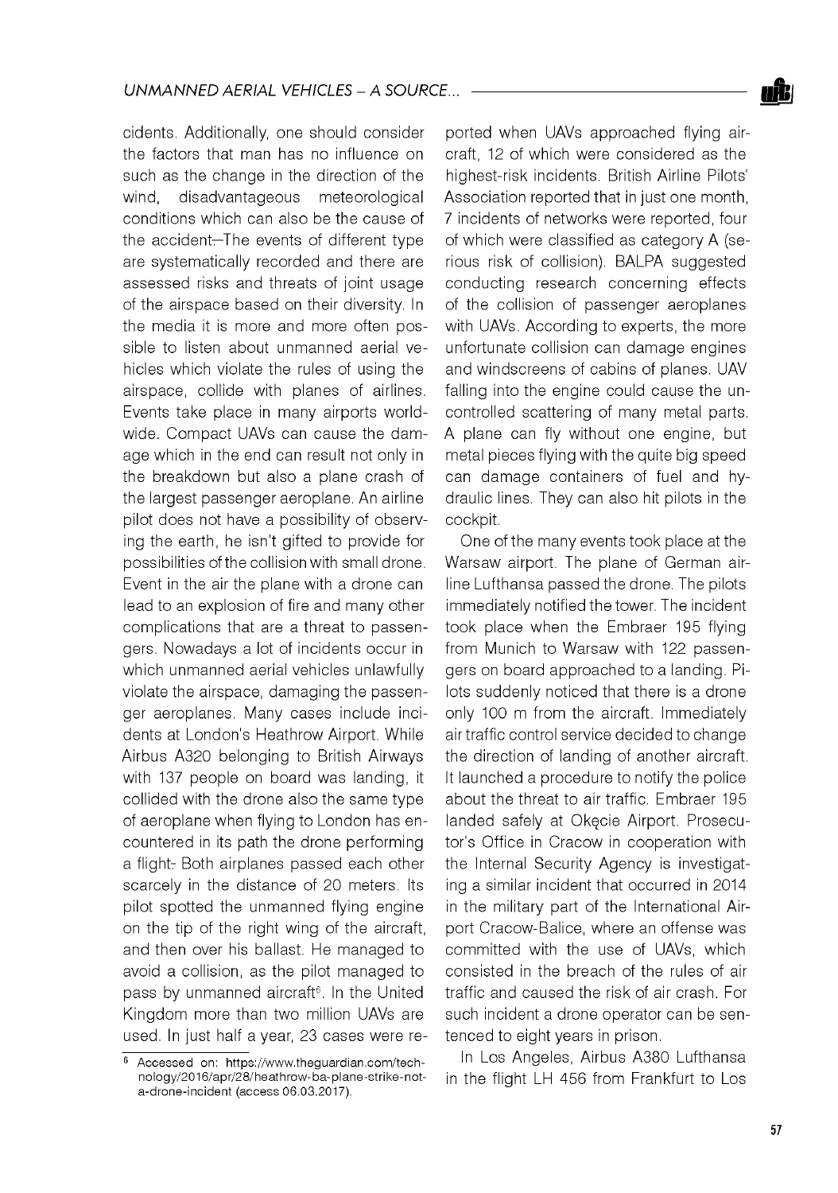cidents. Additionally, one should consider the factors that man has no influence on such as the change in the direction of the wind, disadvantageous meteorological conditions which can also be the cause of the accident. The events of different type are systematically recorded and there are assessed risks and threats of joint usage of the airspace based on their diversity. In the media it is more and more often possible to listen about unmanned aerial vehicles which violate the rules of using the airspace, collide with planes of airlines. Events take place in many airports worldwide. Compact UAVs can cause the damage which in the end can result not only in the breakdown but also a plane crash of the largest passenger aeroplane. An airline pilot does not have a possibility of observing the earth, he isn't gifted to provide for possibilities of the collision with small drone. Event in the air the plane with a drone can lead to an explosion of fire and many other complications that are a threat to passengers. Nowadays a lot of incidents occur in which unmanned aerial vehicles unlawfully violate the airspace, damaging the passenger aeroplanes. Many cases include incidents at London's Heathrow Airport. While Airbus A320 belonging to British Airways with 137 people on board was landing, it collided with the drone also the same type of aeroplane when flying to London has encountered in its path the drone performing a flight. Both airplanes passed each other scarcely in the distance of 20 meters. Its pilot spotted the unmanned flying engine on the tip of the right wing of the aircraft, and then over his ballast. He managed to avoid a collision, as the pilot managed to pass by unmanned aircraft[6]. In the United Kingdom more than two million UAVs are used. In just half a year, 23 cases were reported when UAVs approached flying aircraft, 12 of which were considered as the highest-risk incidents. British Airline Pilots' Association reported that in just one month, 7 incidents of networks were reported, four of which were classified as category A (serious risk of collision). BALPA suggested conducting research concerning effects of the collision of passenger aeroplanes with UAVs. According to experts, the more unfortunate collision can damage engines and windscreens of cabins of planes. UAV falling into the engine could cause the uncontrolled scattering of many metal parts. A plane can fly without one engine, but metal pieces flying with the quite big speed can damage containers of fuel and hydraulic lines. They can also hit pilots in the cockpit.

One of the many events took place at the Warsaw airport. The plane of German airline Lufthansa passed the drone. The pilots immediately notified the tower. The incident took place when the Embraer 195 flying from Munich to Warsaw with 122 passengers on board approached to a landing. Pilots suddenly noticed that there is a drone only 100 m from the aircraft. Immediately air traffic control service decided to change the direction of landing of another aircraft. It launched a procedure to notify the police about the threat to air traffic. Embraer 195 landed safely at Okęcie Airport. Prosecutor's Office in Cracow in cooperation with the Internal Security Agency is investigating a similar incident that occurred in 2014 in the military part of the International Airport Cracow-Balice, where an offense was committed with the use of UAVs, which consisted in the breach of the rules of air traffic and caused the risk of air crash. For such incident a drone operator can be sentenced to eight years in prison.

In Los Angeles, Airbus A380 Lufthansa in the flight LH 456 from Frankfurt to Los

---

[6] Accessed on: https://www.theguardian.com/technology/2016/apr/28/heathrow-ba-plane-strike-not-a-drone-incident (access 06.03.2017).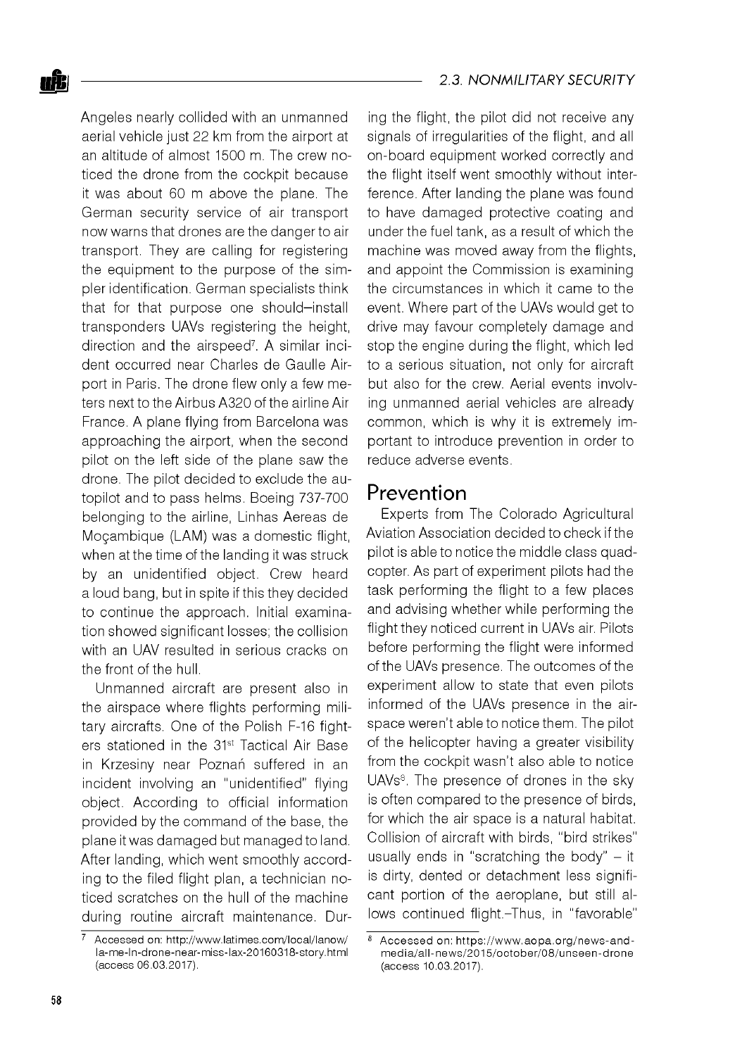Angeles nearly collided with an unmanned aerial vehicle just 22 km from the airport at an altitude of almost 1500 m. The crew noticed the drone from the cockpit because it was about 60 m above the plane. The German security service of air transport now warns that drones are the danger to air transport. They are calling for registering the equipment to the purpose of the simpler identification. German specialists think that for that purpose one should–install transponders UAVs registering the height, direction and the airspeed[7]. A similar incident occurred near Charles de Gaulle Airport in Paris. The drone flew only a few meters next to the Airbus A320 of the airline Air France. A plane flying from Barcelona was approaching the airport, when the second pilot on the left side of the plane saw the drone. The pilot decided to exclude the autopilot and to pass helms. Boeing 737-700 belonging to the airline, Linhas Aereas de Moçambique (LAM) was a domestic flight, when at the time of the landing it was struck by an unidentified object. Crew heard a loud bang, but in spite if this they decided to continue the approach. Initial examination showed significant losses; the collision with an UAV resulted in serious cracks on the front of the hull.

Unmanned aircraft are present also in the airspace where flights performing military aircrafts. One of the Polish F-16 fighters stationed in the 31st Tactical Air Base in Krzesiny near Poznań suffered in an incident involving an "unidentified" flying object. According to official information provided by the command of the base, the plane it was damaged but managed to land. After landing, which went smoothly according to the filed flight plan, a technician noticed scratches on the hull of the machine during routine aircraft maintenance. During the flight, the pilot did not receive any signals of irregularities of the flight, and all on-board equipment worked correctly and the flight itself went smoothly without interference. After landing the plane was found to have damaged protective coating and under the fuel tank, as a result of which the machine was moved away from the flights, and appoint the Commission is examining the circumstances in which it came to the event. Where part of the UAVs would get to drive may favour completely damage and stop the engine during the flight, which led to a serious situation, not only for aircraft but also for the crew. Aerial events involving unmanned aerial vehicles are already common, which is why it is extremely important to introduce prevention in order to reduce adverse events.

## Prevention

Experts from The Colorado Agricultural Aviation Association decided to check if the pilot is able to notice the middle class quadcopter. As part of experiment pilots had the task performing the flight to a few places and advising whether while performing the flight they noticed current in UAVs air. Pilots before performing the flight were informed of the UAVs presence. The outcomes of the experiment allow to state that even pilots informed of the UAVs presence in the airspace weren't able to notice them. The pilot of the helicopter having a greater visibility from the cockpit wasn't also able to notice UAVs[8]. The presence of drones in the sky is often compared to the presence of birds, for which the air space is a natural habitat. Collision of aircraft with birds, "bird strikes" usually ends in "scratching the body" – it is dirty, dented or detachment less significant portion of the aeroplane, but still allows continued flight.–Thus, in "favorable"

[7] Accessed on: http://www.latimes.com/local/lanow/la-me-ln-drone-near-miss-lax-20160318-story.html (access 06.03.2017).

[8] Accessed on: https://www.aopa.org/news-and-media/all-news/2015/october/08/unseen-drone (access 10.03.2017).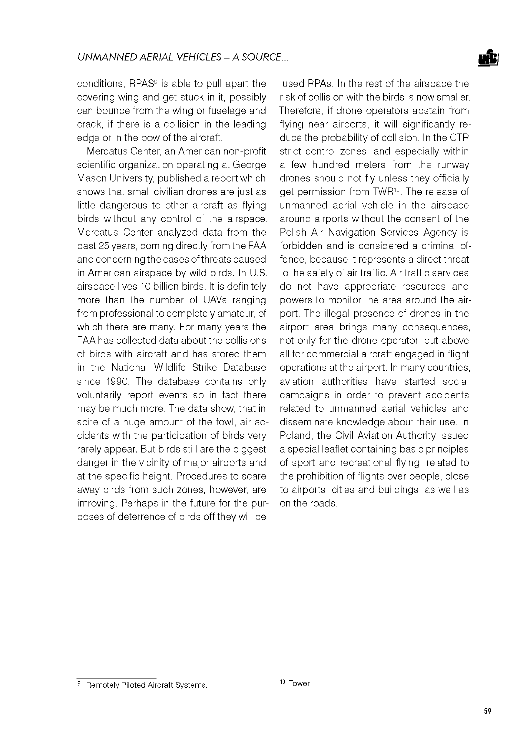conditions, RPAS[9] is able to pull apart the covering wing and get stuck in it, possibly can bounce from the wing or fuselage and crack, if there is a collision in the leading edge or in the bow of the aircraft.

Mercatus Center, an American non-profit scientific organization operating at George Mason University, published a report which shows that small civilian drones are just as little dangerous to other aircraft as flying birds without any control of the airspace. Mercatus Center analyzed data from the past 25 years, coming directly from the FAA and concerning the cases of threats caused in American airspace by wild birds. In U.S. airspace lives 10 billion birds. It is definitely more than the number of UAVs ranging from professional to completely amateur, of which there are many. For many years the FAA has collected data about the collisions of birds with aircraft and has stored them in the National Wildlife Strike Database since 1990. The database contains only voluntarily report events so in fact there may be much more. The data show, that in spite of a huge amount of the fowl, air accidents with the participation of birds very rarely appear. But birds still are the biggest danger in the vicinity of major airports and at the specific height. Procedures to scare away birds from such zones, however, are imroving. Perhaps in the future for the purposes of deterrence of birds off they will be used RPAs. In the rest of the airspace the risk of collision with the birds is now smaller. Therefore, if drone operators abstain from flying near airports, it will significantly reduce the probability of collision. In the CTR strict control zones, and especially within a few hundred meters from the runway drones should not fly unless they officially get permission from TWR[10]. The release of unmanned aerial vehicle in the airspace around airports without the consent of the Polish Air Navigation Services Agency is forbidden and is considered a criminal offence, because it represents a direct threat to the safety of air traffic. Air traffic services do not have appropriate resources and powers to monitor the area around the airport. The illegal presence of drones in the airport area brings many consequences, not only for the drone operator, but above all for commercial aircraft engaged in flight operations at the airport. In many countries, aviation authorities have started social campaigns in order to prevent accidents related to unmanned aerial vehicles and disseminate knowledge about their use. In Poland, the Civil Aviation Authority issued a special leaflet containing basic principles of sport and recreational flying, related to the prohibition of flights over people, close to airports, cities and buildings, as well as on the roads.

---

[9] Remotely Piloted Aircraft Systems.

[10] Tower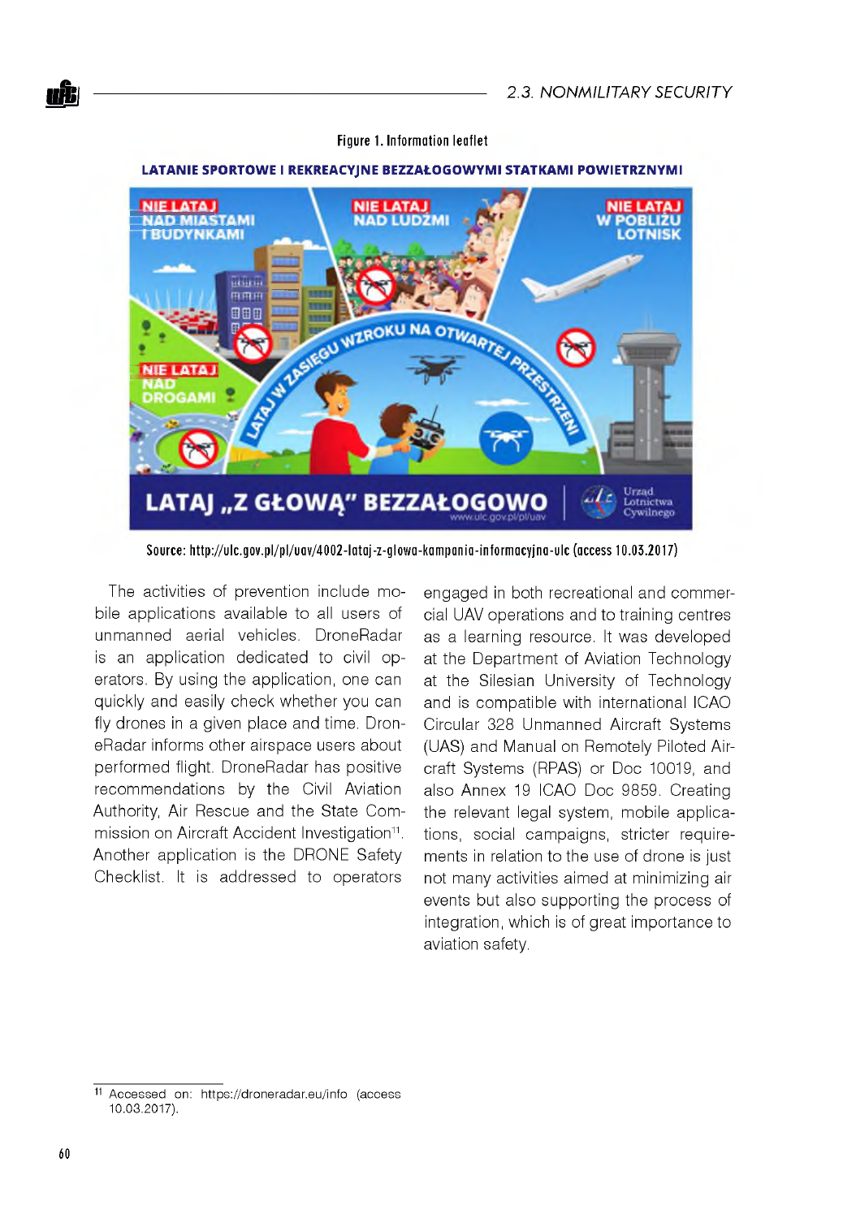Figure 1. Information leaflet

Source: http://ulc.gov.pl/pl/uav/4002-lataj-z-glowa-kampania-informacyjna-ulc (access 10.03.2017)

The activities of prevention include mobile applications available to all users of unmanned aerial vehicles. DroneRadar is an application dedicated to civil operators. By using the application, one can quickly and easily check whether you can fly drones in a given place and time. DroneRadar informs other airspace users about performed flight. DroneRadar has positive recommendations by the Civil Aviation Authority, Air Rescue and the State Commission on Aircraft Accident Investigation[11]. Another application is the DRONE Safety Checklist. It is addressed to operators engaged in both recreational and commercial UAV operations and to training centres as a learning resource. It was developed at the Department of Aviation Technology at the Silesian University of Technology and is compatible with international ICAO Circular 328 Unmanned Aircraft Systems (UAS) and Manual on Remotely Piloted Aircraft Systems (RPAS) or Doc 10019, and also Annex 19 ICAO Doc 9859. Creating the relevant legal system, mobile applications, social campaigns, stricter requirements in relation to the use of drone is just not many activities aimed at minimizing air events but also supporting the process of integration, which is of great importance to aviation safety.

---

[11] Accessed on: https://droneradar.eu/info (access 10.03.2017).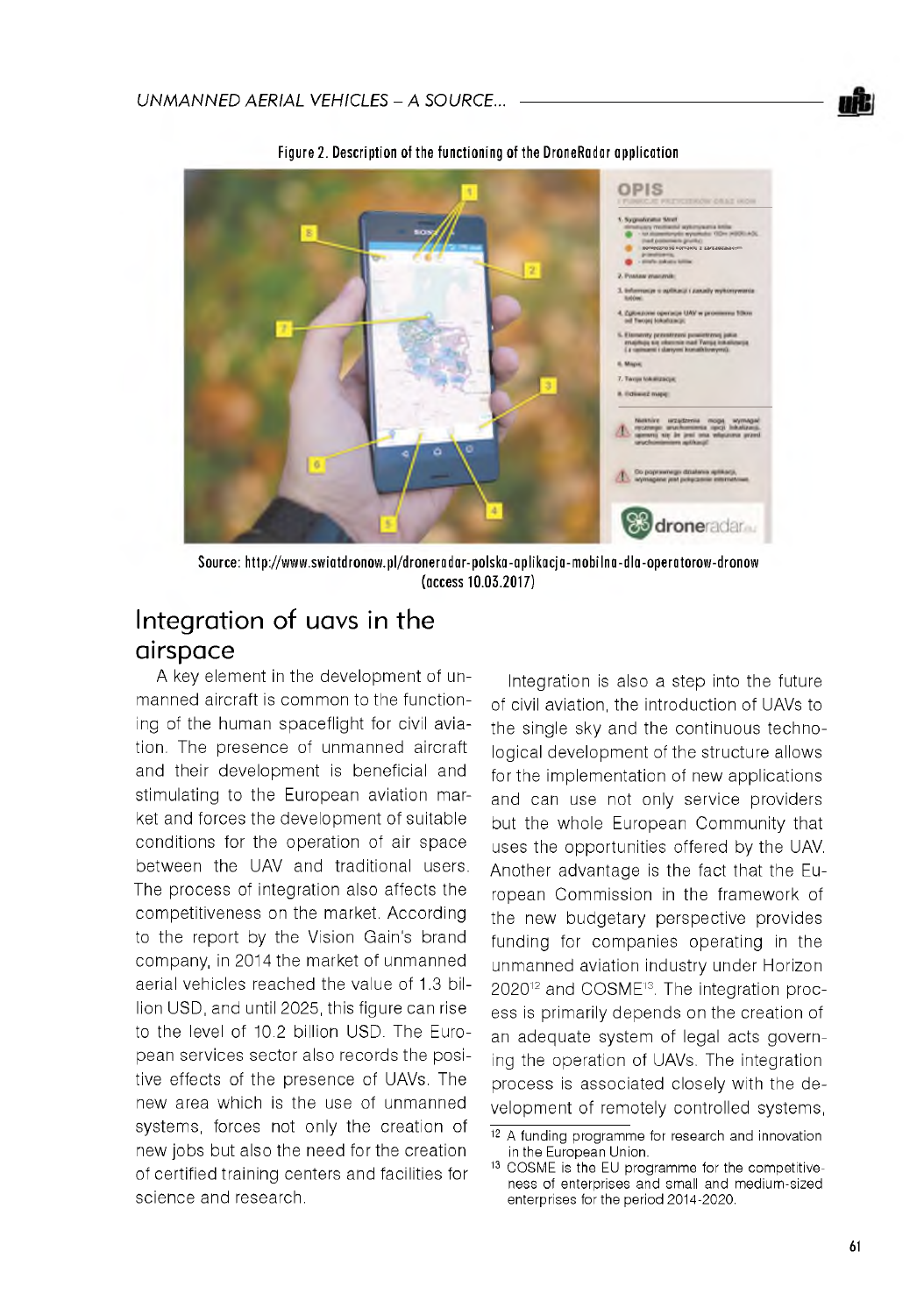Figure 2. Description of the functioning of the DroneRadar application

Source: http://www.swiatdronow.pl/droneradar-polska-aplikacja-mobilna-dla-operatorow-dronow (access 10.03.2017)

## Integration of uavs in the airspace

A key element in the development of unmanned aircraft is common to the functioning of the human spaceflight for civil aviation. The presence of unmanned aircraft and their development is beneficial and stimulating to the European aviation market and forces the development of suitable conditions for the operation of air space between the UAV and traditional users. The process of integration also affects the competitiveness on the market. According to the report by the Vision Gain's brand company, in 2014 the market of unmanned aerial vehicles reached the value of 1.3 billion USD, and until 2025, this figure can rise to the level of 10.2 billion USD. The European services sector also records the positive effects of the presence of UAVs. The new area which is the use of unmanned systems, forces not only the creation of new jobs but also the need for the creation of certified training centers and facilities for science and research.

Integration is also a step into the future of civil aviation, the introduction of UAVs to the single sky and the continuous technological development of the structure allows for the implementation of new applications and can use not only service providers but the whole European Community that uses the opportunities offered by the UAV. Another advantage is the fact that the European Commission in the framework of the new budgetary perspective provides funding for companies operating in the unmanned aviation industry under Horizon 2020[12] and COSME[13]. The integration process is primarily depends on the creation of an adequate system of legal acts governing the operation of UAVs. The integration process is associated closely with the development of remotely controlled systems,

[12] A funding programme for research and innovation in the European Union.

[13] COSME is the EU programme for the competitiveness of enterprises and small and medium-sized enterprises for the period 2014-2020.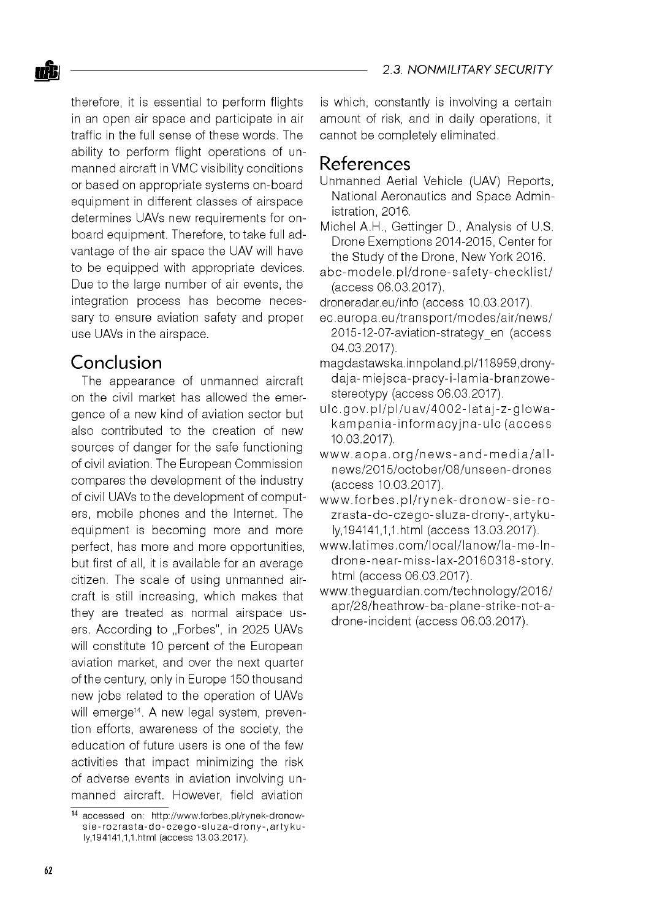therefore, it is essential to perform flights in an open air space and participate in air traffic in the full sense of these words. The ability to perform flight operations of unmanned aircraft in VMC visibility conditions or based on appropriate systems on-board equipment in different classes of airspace determines UAVs new requirements for on-board equipment. Therefore, to take full advantage of the air space the UAV will have to be equipped with appropriate devices. Due to the large number of air events, the integration process has become necessary to ensure aviation safety and proper use UAVs in the airspace.

## Conclusion

The appearance of unmanned aircraft on the civil market has allowed the emergence of a new kind of aviation sector but also contributed to the creation of new sources of danger for the safe functioning of civil aviation. The European Commission compares the development of the industry of civil UAVs to the development of computers, mobile phones and the Internet. The equipment is becoming more and more perfect, has more and more opportunities, but first of all, it is available for an average citizen. The scale of using unmanned aircraft is still increasing, which makes that they are treated as normal airspace users. According to „Forbes", in 2025 UAVs will constitute 10 percent of the European aviation market, and over the next quarter of the century, only in Europe 150 thousand new jobs related to the operation of UAVs will emerge[14]. A new legal system, prevention efforts, awareness of the society, the education of future users is one of the few activities that impact minimizing the risk of adverse events in aviation involving unmanned aircraft. However, field aviation is which, constantly is involving a certain amount of risk, and in daily operations, it cannot be completely eliminated.

## References

Unmanned Aerial Vehicle (UAV) Reports, National Aeronautics and Space Administration, 2016.

Michel A.H., Gettinger D., Analysis of U.S. Drone Exemptions 2014-2015, Center for the Study of the Drone, New York 2016.

abc-modele.pl/drone-safety-checklist/ (access 06.03.2017).

droneradar.eu/info (access 10.03.2017).

ec.europa.eu/transport/modes/air/news/2015-12-07-aviation-strategy_en (access 04.03.2017).

magdastawska.innpoland.pl/118959,drony-daja-miejsca-pracy-i-lamia-branzowe-stereotypy (access 06.03.2017).

ulc.gov.pl/pl/uav/4002-lataj-z-glowa-kampania-informacyjna-ulc (access 10.03.2017).

www.aopa.org/news-and-media/all-news/2015/october/08/unseen-drones (access 10.03.2017).

www.forbes.pl/rynek-dronow-sie-rozrasta-do-czego-sluza-drony-,artykuly,194141,1,1.html (access 13.03.2017).

www.latimes.com/local/lanow/la-me-ln-drone-near-miss-lax-20160318-story.html (access 06.03.2017).

www.theguardian.com/technology/2016/apr/28/heathrow-ba-plane-strike-not-a-drone-incident (access 06.03.2017).

---

[14] accessed on: http://www.forbes.pl/rynek-dronow-sie-rozrasta-do-czego-sluza-drony-,artykuly,194141,1,1.html (access 13.03.2017).